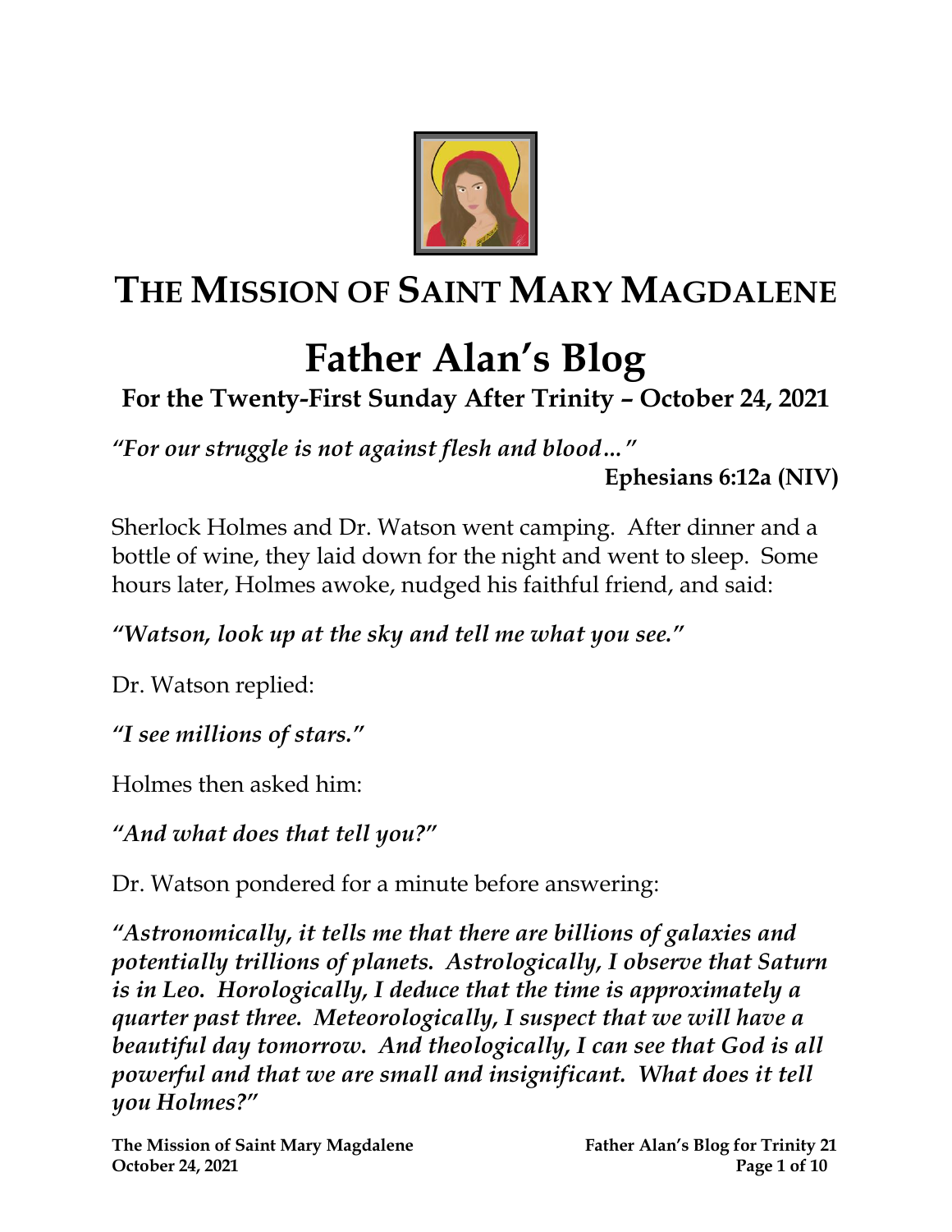# THE MISSION OF SAINT MARY MAGDALENE

# Father Alan's Blog

## For the Twenty-First Sunday After Trinity – October 24, 2021

***"For our struggle is not against flesh and blood…"***

**Ephesians 6:12a (NIV)**

Sherlock Holmes and Dr. Watson went camping. After dinner and a bottle of wine, they laid down for the night and went to sleep. Some hours later, Holmes awoke, nudged his faithful friend, and said:

***"Watson, look up at the sky and tell me what you see."***

Dr. Watson replied:

***"I see millions of stars."***

Holmes then asked him:

***"And what does that tell you?"***

Dr. Watson pondered for a minute before answering:

***"Astronomically, it tells me that there are billions of galaxies and potentially trillions of planets. Astrologically, I observe that Saturn is in Leo. Horologically, I deduce that the time is approximately a quarter past three. Meteorologically, I suspect that we will have a beautiful day tomorrow. And theologically, I can see that God is all powerful and that we are small and insignificant. What does it tell you Holmes?"***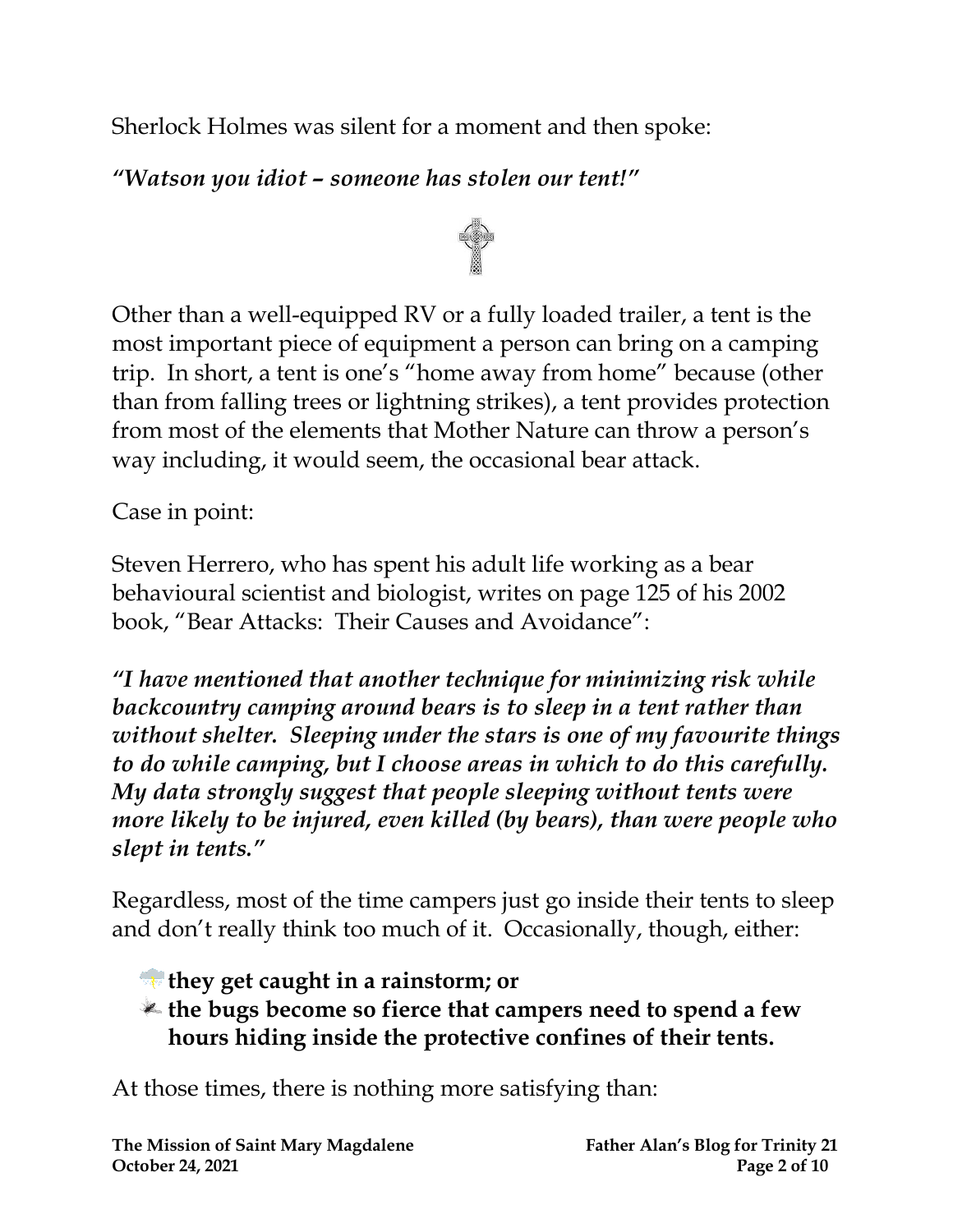Sherlock Holmes was silent for a moment and then spoke:

***"Watson you idiot – someone has stolen our tent!"***

Other than a well-equipped RV or a fully loaded trailer, a tent is the most important piece of equipment a person can bring on a camping trip. In short, a tent is one's "home away from home" because (other than from falling trees or lightning strikes), a tent provides protection from most of the elements that Mother Nature can throw a person's way including, it would seem, the occasional bear attack.

Case in point:

Steven Herrero, who has spent his adult life working as a bear behavioural scientist and biologist, writes on page 125 of his 2002 book, "Bear Attacks: Their Causes and Avoidance":

***"I have mentioned that another technique for minimizing risk while backcountry camping around bears is to sleep in a tent rather than without shelter. Sleeping under the stars is one of my favourite things to do while camping, but I choose areas in which to do this carefully. My data strongly suggest that people sleeping without tents were more likely to be injured, even killed (by bears), than were people who slept in tents."***

Regardless, most of the time campers just go inside their tents to sleep and don't really think too much of it. Occasionally, though, either:

- **they get caught in a rainstorm; or**
- **the bugs become so fierce that campers need to spend a few hours hiding inside the protective confines of their tents.**

At those times, there is nothing more satisfying than: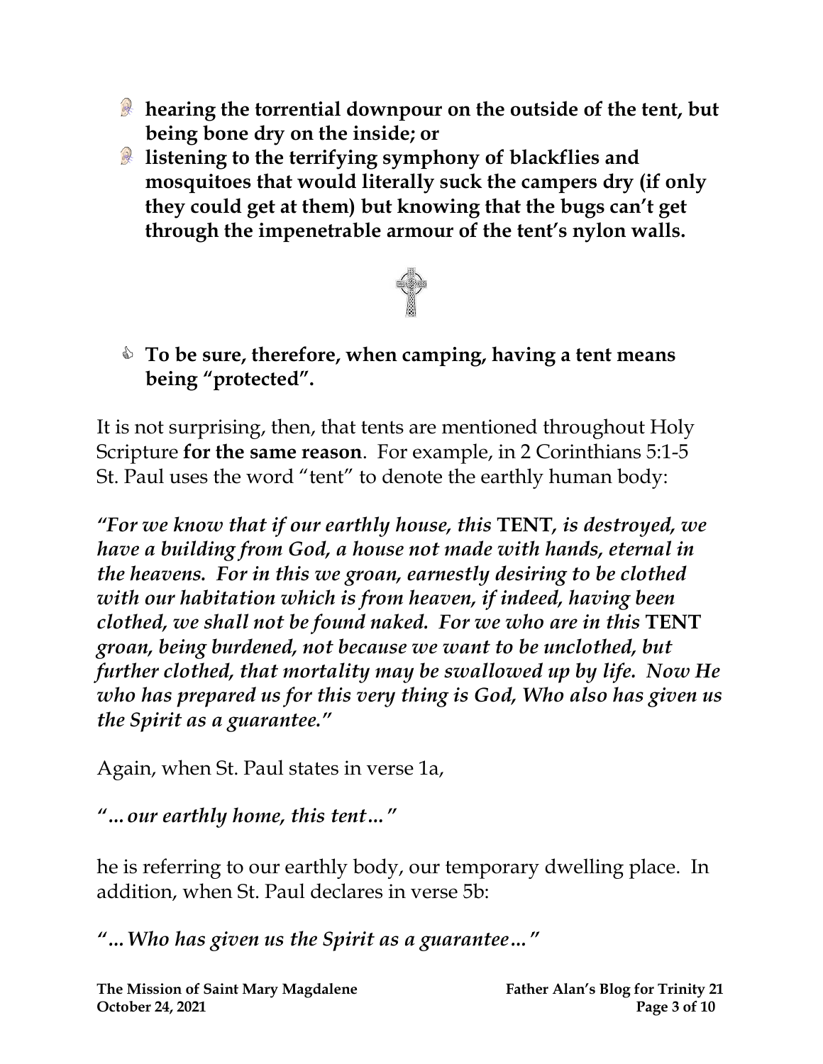- **hearing the torrential downpour on the outside of the tent, but being bone dry on the inside; or**
- **listening to the terrifying symphony of blackflies and mosquitoes that would literally suck the campers dry (if only they could get at them) but knowing that the bugs can't get through the impenetrable armour of the tent's nylon walls.**

- **To be sure, therefore, when camping, having a tent means being "protected".**

It is not surprising, then, that tents are mentioned throughout Holy Scripture **for the same reason**. For example, in 2 Corinthians 5:1-5 St. Paul uses the word "tent" to denote the earthly human body:

*"For we know that if our earthly house, this* **TENT**, *is destroyed, we have a building from God, a house not made with hands, eternal in the heavens. For in this we groan, earnestly desiring to be clothed with our habitation which is from heaven, if indeed, having been clothed, we shall not be found naked. For we who are in this* **TENT** *groan, being burdened, not because we want to be unclothed, but further clothed, that mortality may be swallowed up by life. Now He who has prepared us for this very thing is God, Who also has given us the Spirit as a guarantee."*

Again, when St. Paul states in verse 1a,

*"...our earthly home, this tent..."*

he is referring to our earthly body, our temporary dwelling place. In addition, when St. Paul declares in verse 5b:

*"...Who has given us the Spirit as a guarantee..."*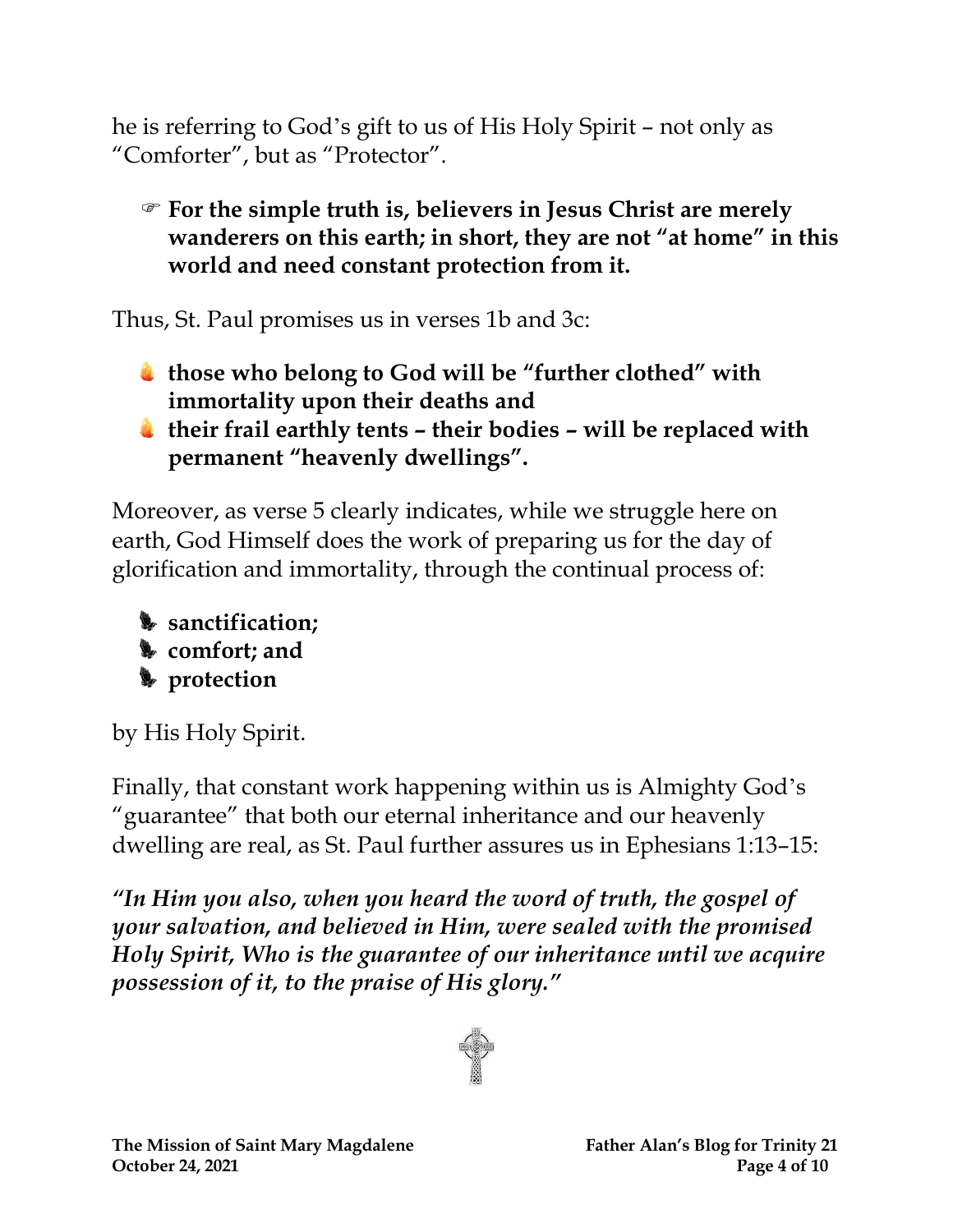he is referring to God's gift to us of His Holy Spirit – not only as "Comforter", but as "Protector".

- ☞ **For the simple truth is, believers in Jesus Christ are merely wanderers on this earth; in short, they are not "at home" in this world and need constant protection from it.**

Thus, St. Paul promises us in verses 1b and 3c:

- **those who belong to God will be "further clothed" with immortality upon their deaths and**
- **their frail earthly tents – their bodies – will be replaced with permanent "heavenly dwellings".**

Moreover, as verse 5 clearly indicates, while we struggle here on earth, God Himself does the work of preparing us for the day of glorification and immortality, through the continual process of:

- **sanctification;**
- **comfort; and**
- **protection**

by His Holy Spirit.

Finally, that constant work happening within us is Almighty God's "guarantee" that both our eternal inheritance and our heavenly dwelling are real, as St. Paul further assures us in Ephesians 1:13–15:

***"In Him you also, when you heard the word of truth, the gospel of your salvation, and believed in Him, were sealed with the promised Holy Spirit, Who is the guarantee of our inheritance until we acquire possession of it, to the praise of His glory."***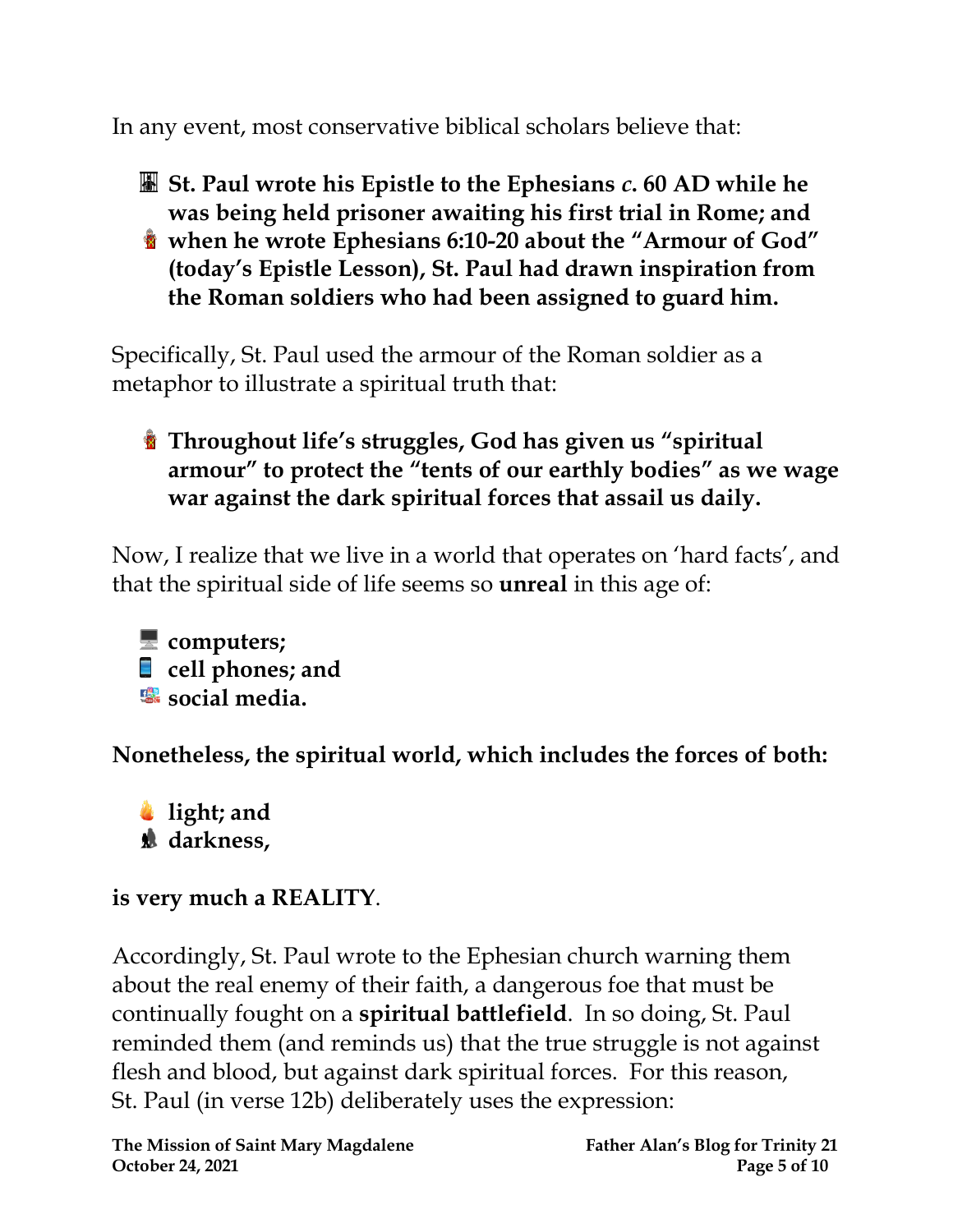In any event, most conservative biblical scholars believe that:

- **St. Paul wrote his Epistle to the Ephesians *c*. 60 AD while he was being held prisoner awaiting his first trial in Rome; and**
- **when he wrote Ephesians 6:10-20 about the "Armour of God" (today's Epistle Lesson), St. Paul had drawn inspiration from the Roman soldiers who had been assigned to guard him.**

Specifically, St. Paul used the armour of the Roman soldier as a metaphor to illustrate a spiritual truth that:

- **Throughout life's struggles, God has given us "spiritual armour" to protect the "tents of our earthly bodies" as we wage war against the dark spiritual forces that assail us daily.**

Now, I realize that we live in a world that operates on 'hard facts', and that the spiritual side of life seems so **unreal** in this age of:

- **computers;**
- **cell phones; and**
- **social media.**

**Nonetheless, the spiritual world, which includes the forces of both:**

- **light; and**
- **darkness,**

**is very much a REALITY**.

Accordingly, St. Paul wrote to the Ephesian church warning them about the real enemy of their faith, a dangerous foe that must be continually fought on a **spiritual battlefield**. In so doing, St. Paul reminded them (and reminds us) that the true struggle is not against flesh and blood, but against dark spiritual forces. For this reason, St. Paul (in verse 12b) deliberately uses the expression: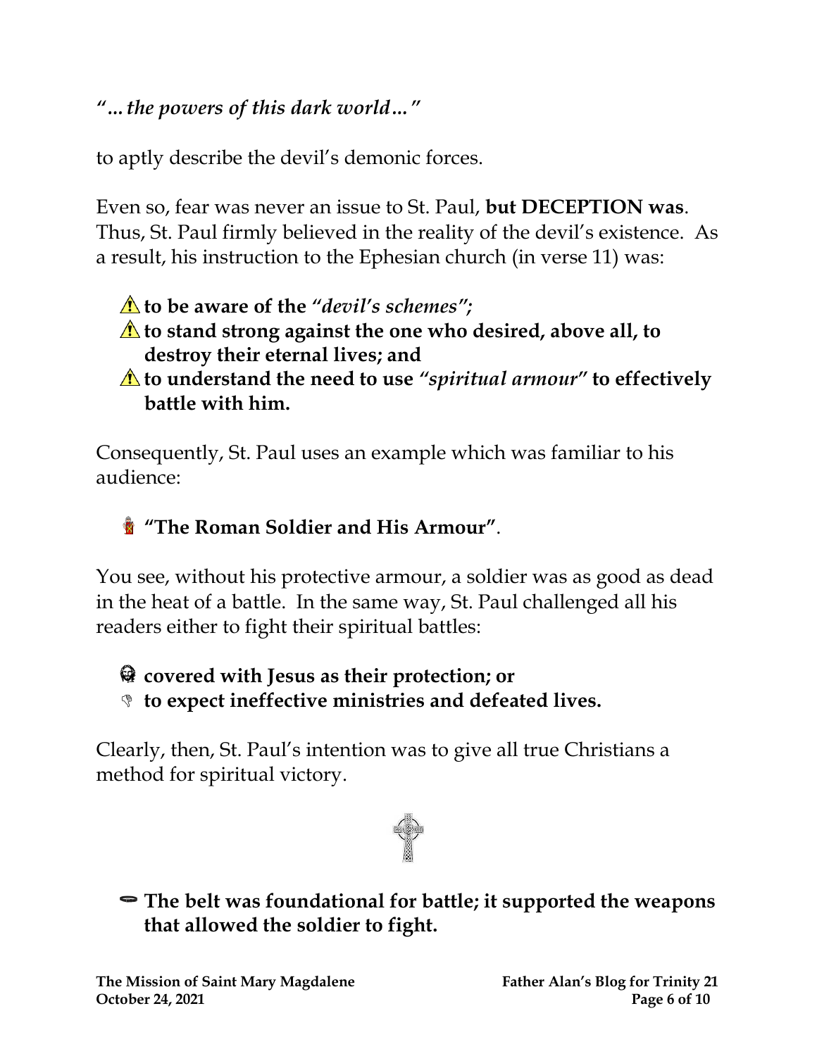*"…the powers of this dark world…"*

to aptly describe the devil's demonic forces.

Even so, fear was never an issue to St. Paul, **but DECEPTION was**. Thus, St. Paul firmly believed in the reality of the devil's existence. As a result, his instruction to the Ephesian church (in verse 11) was:

- ⚠ **to be aware of the *"devil's schemes"*;**
- ⚠ **to stand strong against the one who desired, above all, to destroy their eternal lives; and**
- ⚠ **to understand the need to use *"spiritual armour"* to effectively battle with him.**

Consequently, St. Paul uses an example which was familiar to his audience:

- **"The Roman Soldier and His Armour"**.

You see, without his protective armour, a soldier was as good as dead in the heat of a battle. In the same way, St. Paul challenged all his readers either to fight their spiritual battles:

- **covered with Jesus as their protection; or**
- **to expect ineffective ministries and defeated lives.**

Clearly, then, St. Paul's intention was to give all true Christians a method for spiritual victory.

- **The belt was foundational for battle; it supported the weapons that allowed the soldier to fight.**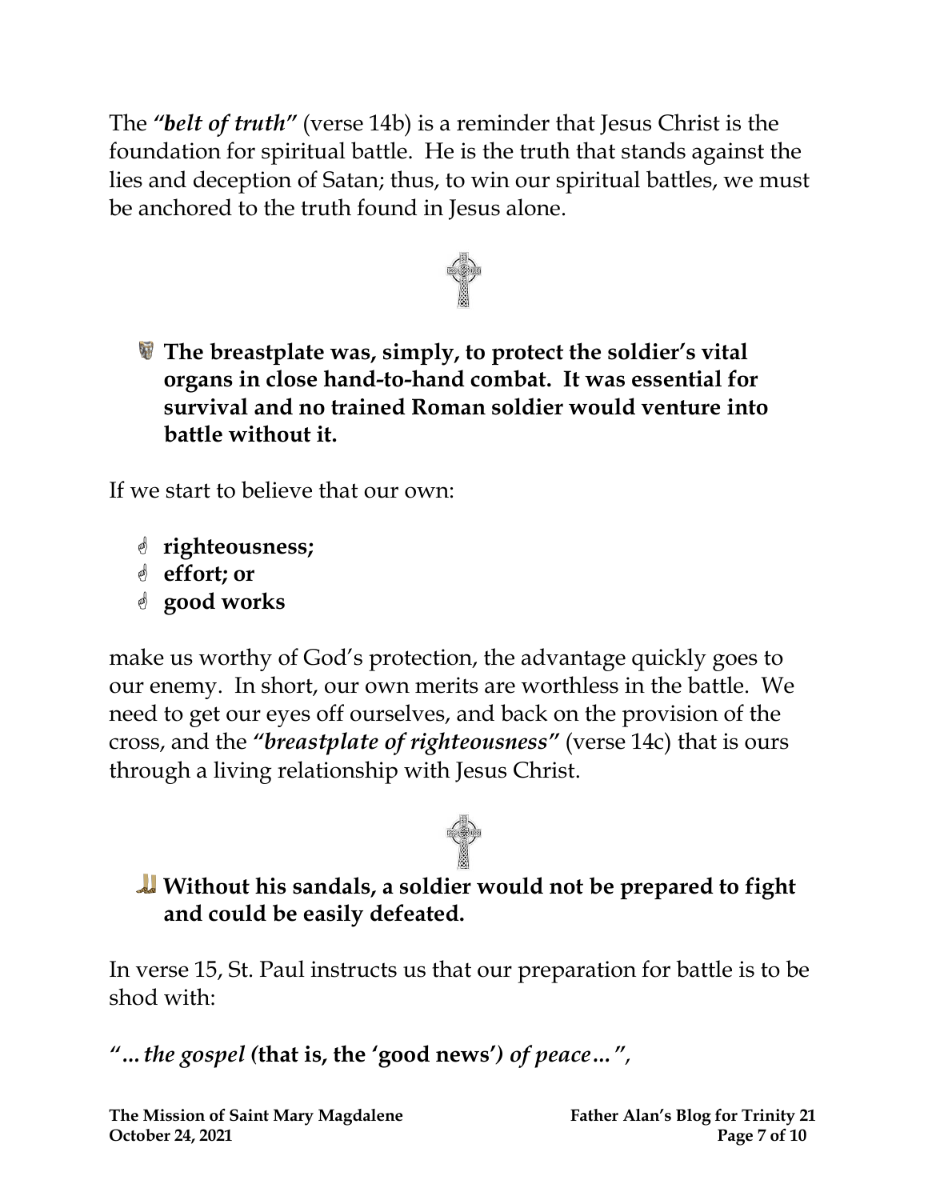The ***"belt of truth"*** (verse 14b) is a reminder that Jesus Christ is the foundation for spiritual battle. He is the truth that stands against the lies and deception of Satan; thus, to win our spiritual battles, we must be anchored to the truth found in Jesus alone.

- **The breastplate was, simply, to protect the soldier's vital organs in close hand-to-hand combat. It was essential for survival and no trained Roman soldier would venture into battle without it.**

If we start to believe that our own:

- **righteousness;**
- **effort; or**
- **good works**

make us worthy of God's protection, the advantage quickly goes to our enemy. In short, our own merits are worthless in the battle. We need to get our eyes off ourselves, and back on the provision of the cross, and the ***"breastplate of righteousness"*** (verse 14c) that is ours through a living relationship with Jesus Christ.

- **Without his sandals, a soldier would not be prepared to fight and could be easily defeated.**

In verse 15, St. Paul instructs us that our preparation for battle is to be shod with:

***"…the gospel*** **(that is, the 'good news')** ***of peace…"***,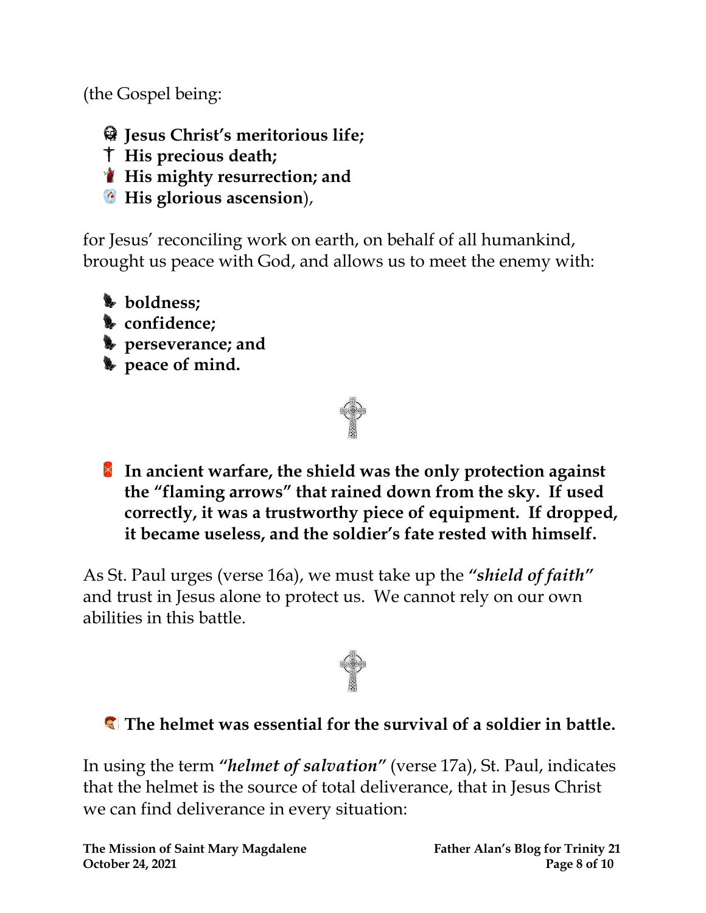(the Gospel being:

- **Jesus Christ's meritorious life;**
- **His precious death;**
- **His mighty resurrection; and**
- **His glorious ascension**),

for Jesus' reconciling work on earth, on behalf of all humankind, brought us peace with God, and allows us to meet the enemy with:

- **boldness;**
- **confidence;**
- **perseverance; and**
- **peace of mind.**

**In ancient warfare, the shield was the only protection against the "flaming arrows" that rained down from the sky. If used correctly, it was a trustworthy piece of equipment. If dropped, it became useless, and the soldier's fate rested with himself.**

As St. Paul urges (verse 16a), we must take up the ***"shield of faith"*** and trust in Jesus alone to protect us. We cannot rely on our own abilities in this battle.

**The helmet was essential for the survival of a soldier in battle.**

In using the term ***"helmet of salvation"*** (verse 17a), St. Paul, indicates that the helmet is the source of total deliverance, that in Jesus Christ we can find deliverance in every situation: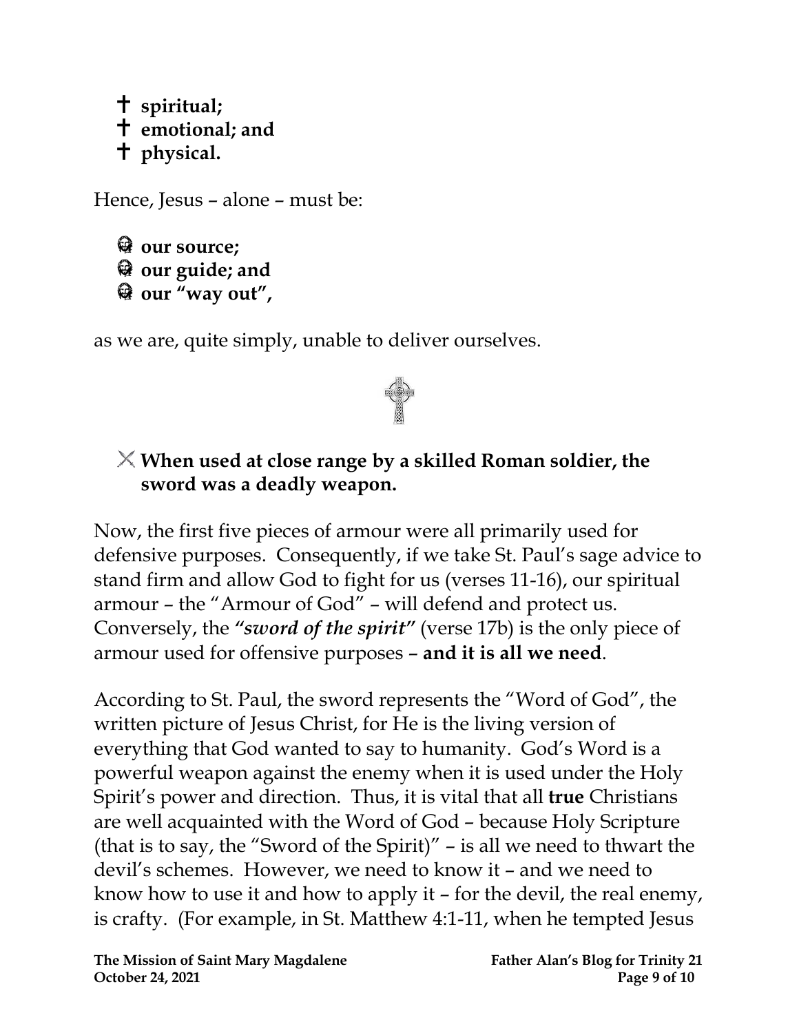- ✝ **spiritual;**
- ✝ **emotional; and**
- ✝ **physical.**

Hence, Jesus – alone – must be:

- **our source;**
- **our guide; and**
- **our "way out",**

as we are, quite simply, unable to deliver ourselves.

✕ **When used at close range by a skilled Roman soldier, the sword was a deadly weapon.**

Now, the first five pieces of armour were all primarily used for defensive purposes. Consequently, if we take St. Paul's sage advice to stand firm and allow God to fight for us (verses 11-16), our spiritual armour – the "Armour of God" – will defend and protect us. Conversely, the ***"sword of the spirit"*** (verse 17b) is the only piece of armour used for offensive purposes – **and it is all we need**.

According to St. Paul, the sword represents the "Word of God", the written picture of Jesus Christ, for He is the living version of everything that God wanted to say to humanity. God's Word is a powerful weapon against the enemy when it is used under the Holy Spirit's power and direction. Thus, it is vital that all **true** Christians are well acquainted with the Word of God – because Holy Scripture (that is to say, the "Sword of the Spirit)" – is all we need to thwart the devil's schemes. However, we need to know it – and we need to know how to use it and how to apply it – for the devil, the real enemy, is crafty. (For example, in St. Matthew 4:1-11, when he tempted Jesus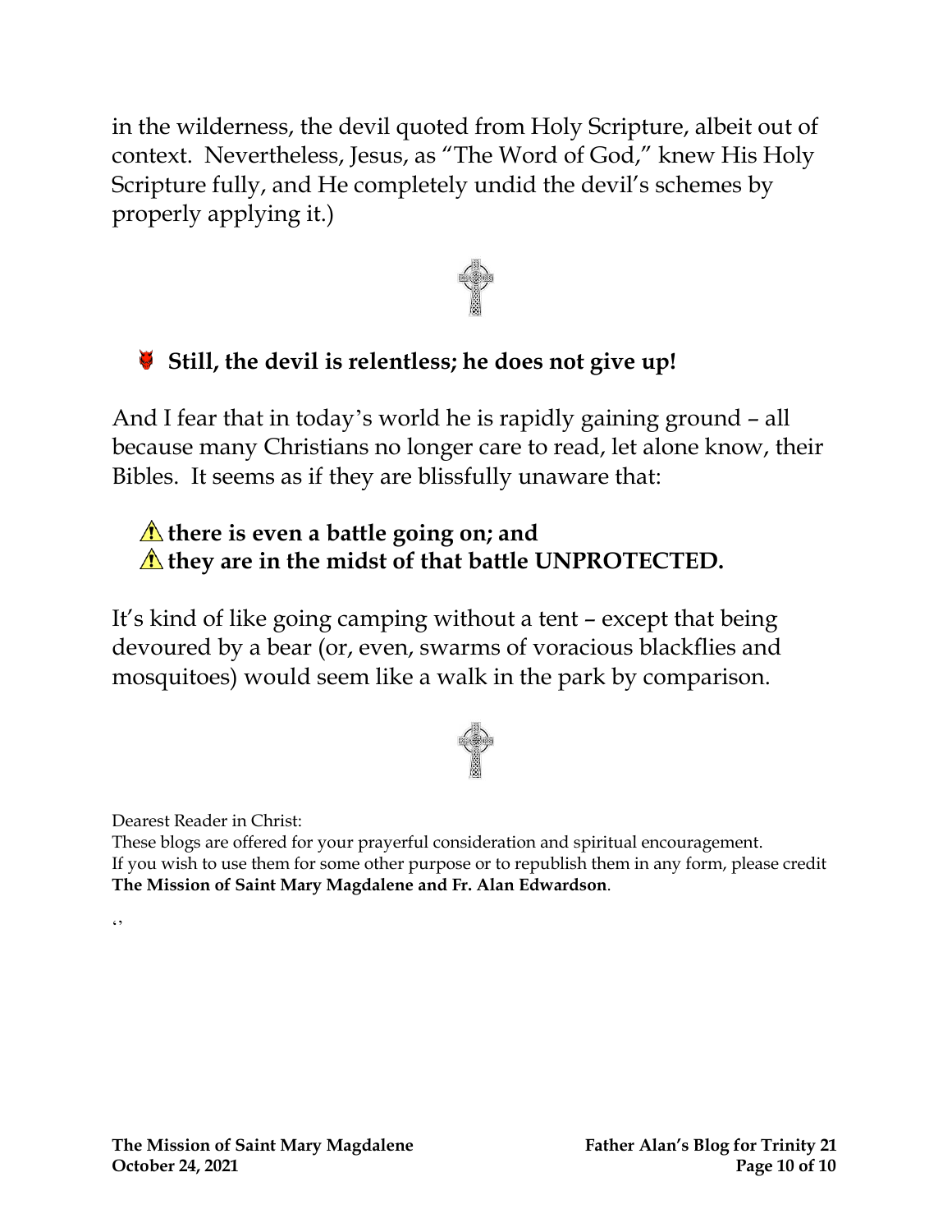in the wilderness, the devil quoted from Holy Scripture, albeit out of context. Nevertheless, Jesus, as "The Word of God," knew His Holy Scripture fully, and He completely undid the devil's schemes by properly applying it.)

- **Still, the devil is relentless; he does not give up!**

And I fear that in today's world he is rapidly gaining ground – all because many Christians no longer care to read, let alone know, their Bibles. It seems as if they are blissfully unaware that:

- ⚠ **there is even a battle going on; and**
- ⚠ **they are in the midst of that battle UNPROTECTED.**

It's kind of like going camping without a tent – except that being devoured by a bear (or, even, swarms of voracious blackflies and mosquitoes) would seem like a walk in the park by comparison.

Dearest Reader in Christ:
These blogs are offered for your prayerful consideration and spiritual encouragement.
If you wish to use them for some other purpose or to republish them in any form, please credit **The Mission of Saint Mary Magdalene and Fr. Alan Edwardson**.